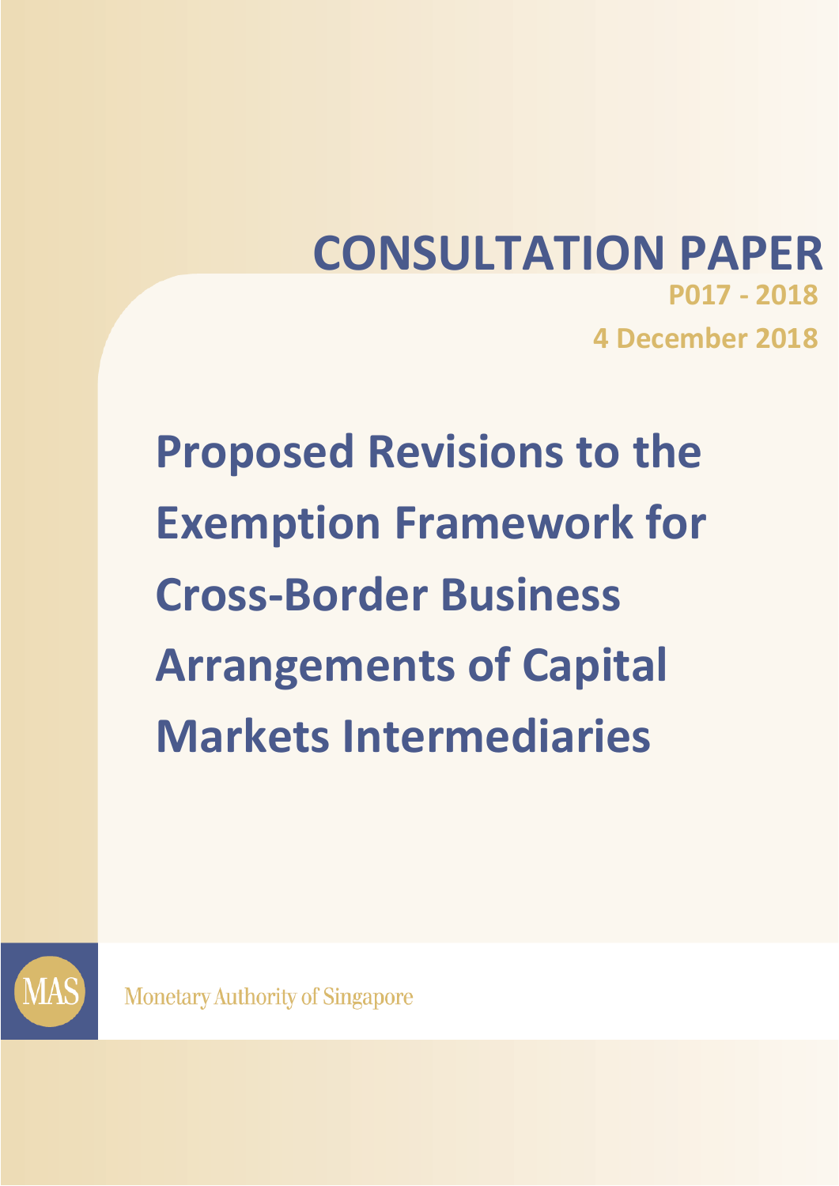# CONSULTATION PAPER

**P017 - 2018**

**4 December 2018**

# Proposed Revisions to the Exemption Framework for Cross-Border Business Arrangements of Capital Markets Intermediaries

MAS

Monetary Authority of Singapore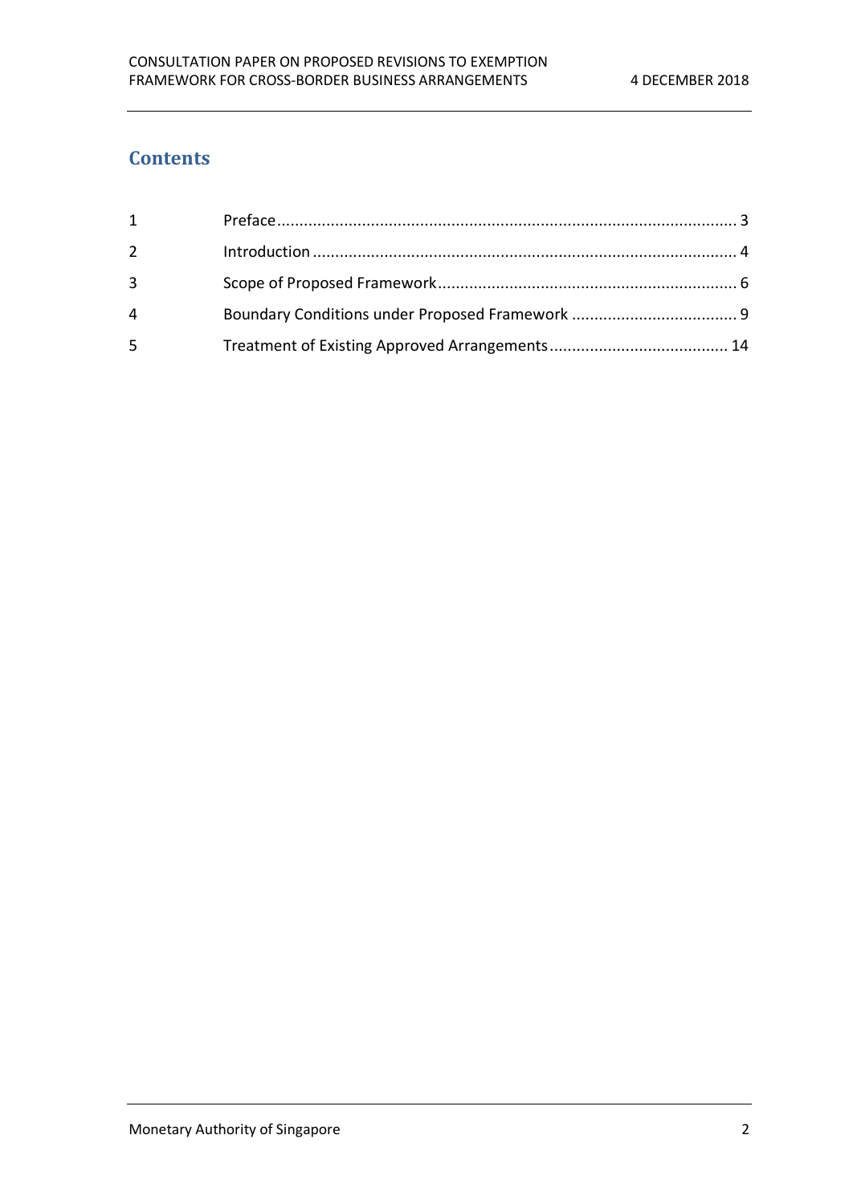## Contents

| | | |
|---|---|---|
| 1 | Preface | 3 |
| 2 | Introduction | 4 |
| 3 | Scope of Proposed Framework | 6 |
| 4 | Boundary Conditions under Proposed Framework | 9 |
| 5 | Treatment of Existing Approved Arrangements | 14 |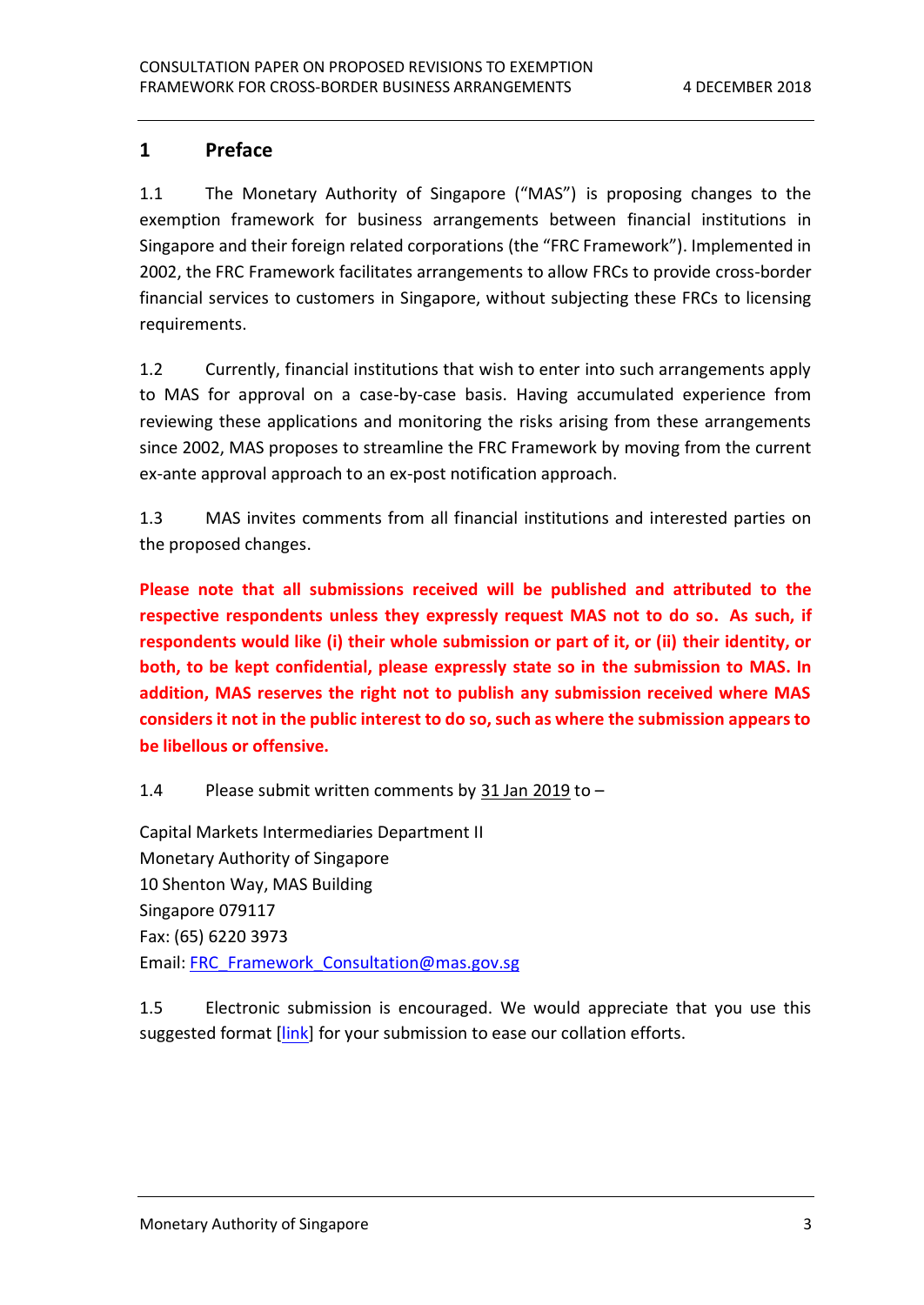# 1 Preface

1.1 The Monetary Authority of Singapore ("MAS") is proposing changes to the exemption framework for business arrangements between financial institutions in Singapore and their foreign related corporations (the "FRC Framework"). Implemented in 2002, the FRC Framework facilitates arrangements to allow FRCs to provide cross-border financial services to customers in Singapore, without subjecting these FRCs to licensing requirements.

1.2 Currently, financial institutions that wish to enter into such arrangements apply to MAS for approval on a case-by-case basis. Having accumulated experience from reviewing these applications and monitoring the risks arising from these arrangements since 2002, MAS proposes to streamline the FRC Framework by moving from the current ex-ante approval approach to an ex-post notification approach.

1.3 MAS invites comments from all financial institutions and interested parties on the proposed changes.

**Please note that all submissions received will be published and attributed to the respective respondents unless they expressly request MAS not to do so. As such, if respondents would like (i) their whole submission or part of it, or (ii) their identity, or both, to be kept confidential, please expressly state so in the submission to MAS. In addition, MAS reserves the right not to publish any submission received where MAS considers it not in the public interest to do so, such as where the submission appears to be libellous or offensive.**

1.4 Please submit written comments by 31 Jan 2019 to –

Capital Markets Intermediaries Department II
Monetary Authority of Singapore
10 Shenton Way, MAS Building
Singapore 079117
Fax: (65) 6220 3973
Email: FRC_Framework_Consultation@mas.gov.sg

1.5 Electronic submission is encouraged. We would appreciate that you use this suggested format [link] for your submission to ease our collation efforts.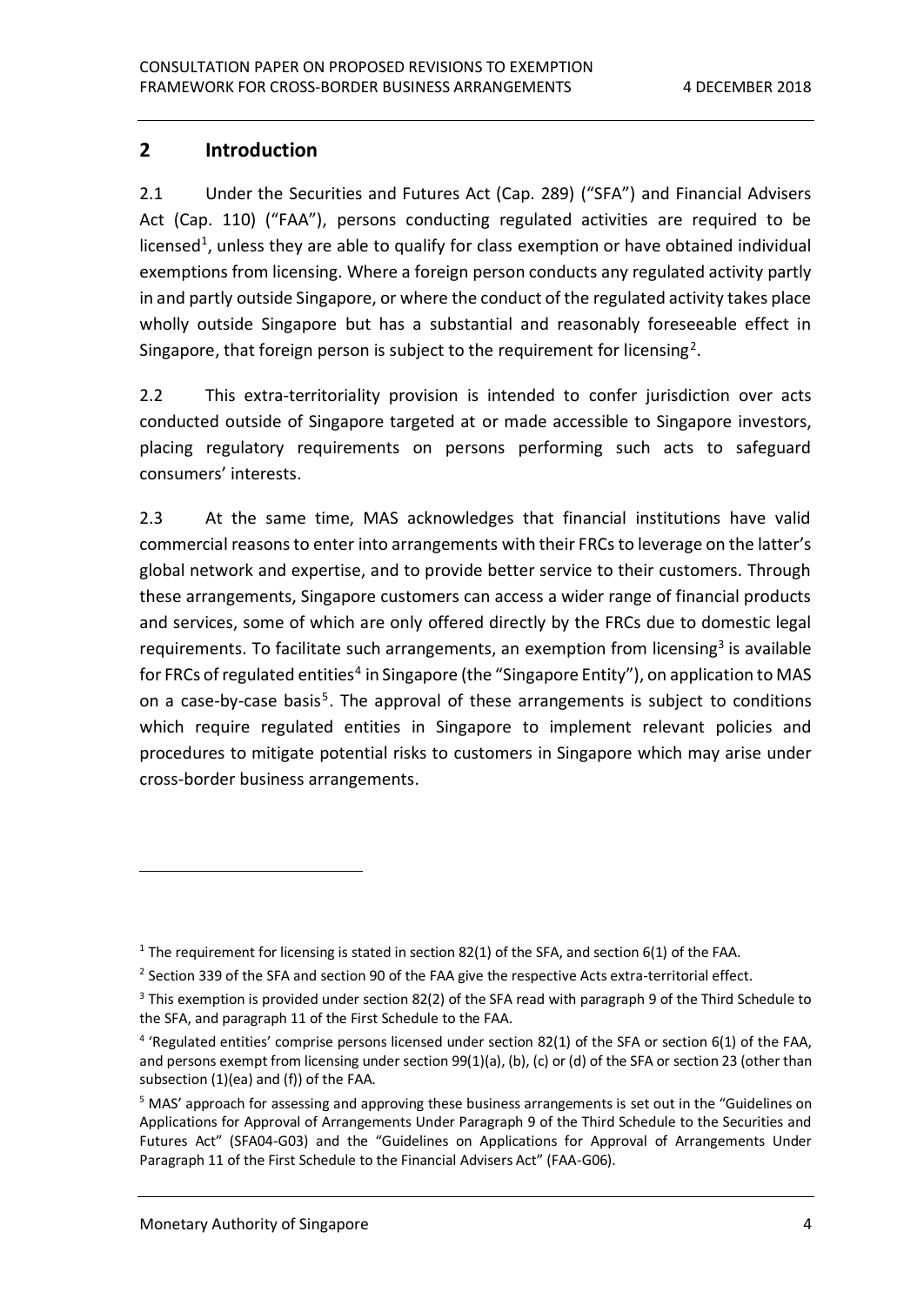## 2 Introduction

2.1 Under the Securities and Futures Act (Cap. 289) ("SFA") and Financial Advisers Act (Cap. 110) ("FAA"), persons conducting regulated activities are required to be licensed[1], unless they are able to qualify for class exemption or have obtained individual exemptions from licensing. Where a foreign person conducts any regulated activity partly in and partly outside Singapore, or where the conduct of the regulated activity takes place wholly outside Singapore but has a substantial and reasonably foreseeable effect in Singapore, that foreign person is subject to the requirement for licensing[2].

2.2 This extra-territoriality provision is intended to confer jurisdiction over acts conducted outside of Singapore targeted at or made accessible to Singapore investors, placing regulatory requirements on persons performing such acts to safeguard consumers' interests.

2.3 At the same time, MAS acknowledges that financial institutions have valid commercial reasons to enter into arrangements with their FRCs to leverage on the latter's global network and expertise, and to provide better service to their customers. Through these arrangements, Singapore customers can access a wider range of financial products and services, some of which are only offered directly by the FRCs due to domestic legal requirements. To facilitate such arrangements, an exemption from licensing[3] is available for FRCs of regulated entities[4] in Singapore (the "Singapore Entity"), on application to MAS on a case-by-case basis[5]. The approval of these arrangements is subject to conditions which require regulated entities in Singapore to implement relevant policies and procedures to mitigate potential risks to customers in Singapore which may arise under cross-border business arrangements.

---

[1] The requirement for licensing is stated in section 82(1) of the SFA, and section 6(1) of the FAA.

[2] Section 339 of the SFA and section 90 of the FAA give the respective Acts extra-territorial effect.

[3] This exemption is provided under section 82(2) of the SFA read with paragraph 9 of the Third Schedule to the SFA, and paragraph 11 of the First Schedule to the FAA.

[4] 'Regulated entities' comprise persons licensed under section 82(1) of the SFA or section 6(1) of the FAA, and persons exempt from licensing under section 99(1)(a), (b), (c) or (d) of the SFA or section 23 (other than subsection (1)(ea) and (f)) of the FAA.

[5] MAS' approach for assessing and approving these business arrangements is set out in the "Guidelines on Applications for Approval of Arrangements Under Paragraph 9 of the Third Schedule to the Securities and Futures Act" (SFA04-G03) and the "Guidelines on Applications for Approval of Arrangements Under Paragraph 11 of the First Schedule to the Financial Advisers Act" (FAA-G06).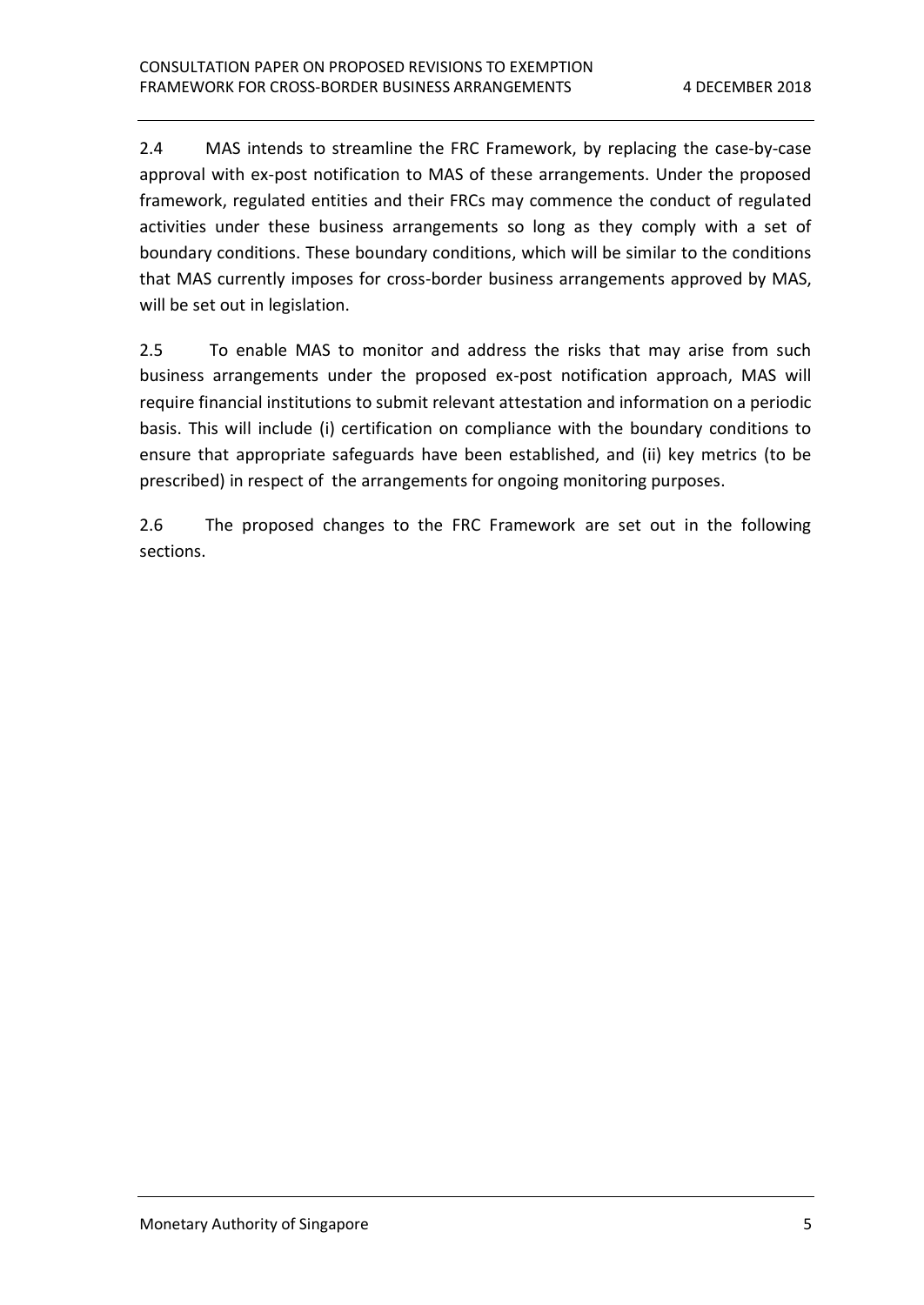2.4 MAS intends to streamline the FRC Framework, by replacing the case-by-case approval with ex-post notification to MAS of these arrangements. Under the proposed framework, regulated entities and their FRCs may commence the conduct of regulated activities under these business arrangements so long as they comply with a set of boundary conditions. These boundary conditions, which will be similar to the conditions that MAS currently imposes for cross-border business arrangements approved by MAS, will be set out in legislation.

2.5 To enable MAS to monitor and address the risks that may arise from such business arrangements under the proposed ex-post notification approach, MAS will require financial institutions to submit relevant attestation and information on a periodic basis. This will include (i) certification on compliance with the boundary conditions to ensure that appropriate safeguards have been established, and (ii) key metrics (to be prescribed) in respect of the arrangements for ongoing monitoring purposes.

2.6 The proposed changes to the FRC Framework are set out in the following sections.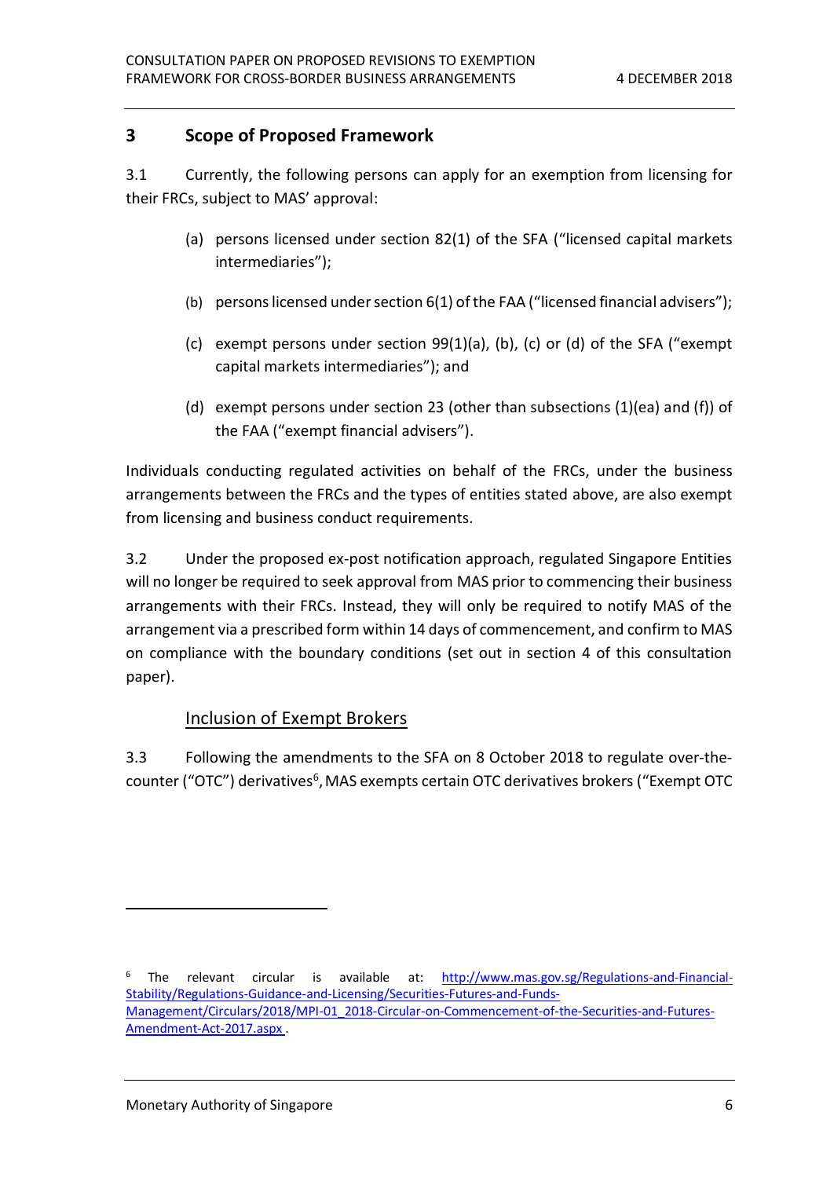## 3 Scope of Proposed Framework

3.1 Currently, the following persons can apply for an exemption from licensing for their FRCs, subject to MAS' approval:

(a) persons licensed under section 82(1) of the SFA ("licensed capital markets intermediaries");

(b) persons licensed under section 6(1) of the FAA ("licensed financial advisers");

(c) exempt persons under section 99(1)(a), (b), (c) or (d) of the SFA ("exempt capital markets intermediaries"); and

(d) exempt persons under section 23 (other than subsections (1)(ea) and (f)) of the FAA ("exempt financial advisers").

Individuals conducting regulated activities on behalf of the FRCs, under the business arrangements between the FRCs and the types of entities stated above, are also exempt from licensing and business conduct requirements.

3.2 Under the proposed ex-post notification approach, regulated Singapore Entities will no longer be required to seek approval from MAS prior to commencing their business arrangements with their FRCs. Instead, they will only be required to notify MAS of the arrangement via a prescribed form within 14 days of commencement, and confirm to MAS on compliance with the boundary conditions (set out in section 4 of this consultation paper).

### Inclusion of Exempt Brokers

3.3 Following the amendments to the SFA on 8 October 2018 to regulate over-the-counter ("OTC") derivatives[6], MAS exempts certain OTC derivatives brokers ("Exempt OTC

---

[6] The relevant circular is available at: http://www.mas.gov.sg/Regulations-and-Financial-Stability/Regulations-Guidance-and-Licensing/Securities-Futures-and-Funds-Management/Circulars/2018/MPI-01_2018-Circular-on-Commencement-of-the-Securities-and-Futures-Amendment-Act-2017.aspx .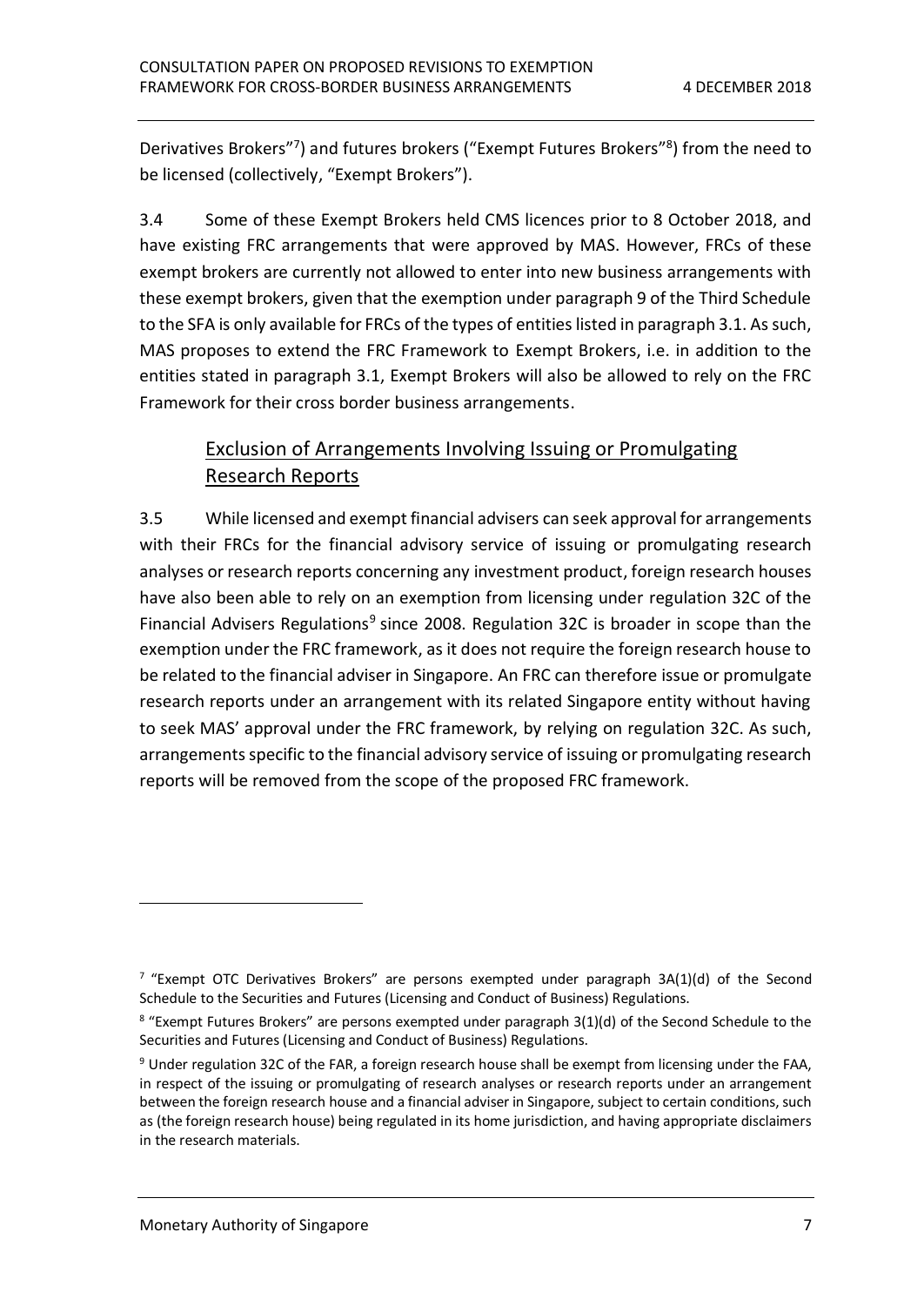Derivatives Brokers"[7]) and futures brokers ("Exempt Futures Brokers"[8]) from the need to be licensed (collectively, "Exempt Brokers").

3.4 Some of these Exempt Brokers held CMS licences prior to 8 October 2018, and have existing FRC arrangements that were approved by MAS. However, FRCs of these exempt brokers are currently not allowed to enter into new business arrangements with these exempt brokers, given that the exemption under paragraph 9 of the Third Schedule to the SFA is only available for FRCs of the types of entities listed in paragraph 3.1. As such, MAS proposes to extend the FRC Framework to Exempt Brokers, i.e. in addition to the entities stated in paragraph 3.1, Exempt Brokers will also be allowed to rely on the FRC Framework for their cross border business arrangements.

## Exclusion of Arrangements Involving Issuing or Promulgating Research Reports

3.5 While licensed and exempt financial advisers can seek approval for arrangements with their FRCs for the financial advisory service of issuing or promulgating research analyses or research reports concerning any investment product, foreign research houses have also been able to rely on an exemption from licensing under regulation 32C of the Financial Advisers Regulations[9] since 2008. Regulation 32C is broader in scope than the exemption under the FRC framework, as it does not require the foreign research house to be related to the financial adviser in Singapore. An FRC can therefore issue or promulgate research reports under an arrangement with its related Singapore entity without having to seek MAS' approval under the FRC framework, by relying on regulation 32C. As such, arrangements specific to the financial advisory service of issuing or promulgating research reports will be removed from the scope of the proposed FRC framework.

---

[7] "Exempt OTC Derivatives Brokers" are persons exempted under paragraph 3A(1)(d) of the Second Schedule to the Securities and Futures (Licensing and Conduct of Business) Regulations.

[8] "Exempt Futures Brokers" are persons exempted under paragraph 3(1)(d) of the Second Schedule to the Securities and Futures (Licensing and Conduct of Business) Regulations.

[9] Under regulation 32C of the FAR, a foreign research house shall be exempt from licensing under the FAA, in respect of the issuing or promulgating of research analyses or research reports under an arrangement between the foreign research house and a financial adviser in Singapore, subject to certain conditions, such as (the foreign research house) being regulated in its home jurisdiction, and having appropriate disclaimers in the research materials.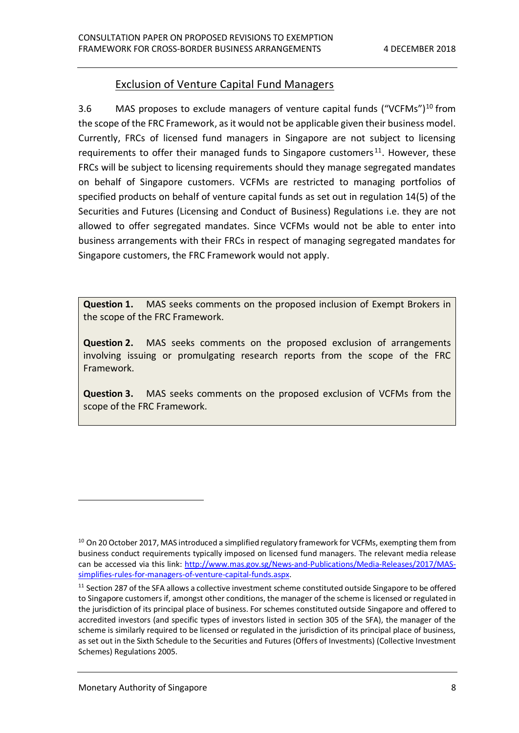## Exclusion of Venture Capital Fund Managers

3.6 MAS proposes to exclude managers of venture capital funds ("VCFMs")[10] from the scope of the FRC Framework, as it would not be applicable given their business model. Currently, FRCs of licensed fund managers in Singapore are not subject to licensing requirements to offer their managed funds to Singapore customers[11]. However, these FRCs will be subject to licensing requirements should they manage segregated mandates on behalf of Singapore customers. VCFMs are restricted to managing portfolios of specified products on behalf of venture capital funds as set out in regulation 14(5) of the Securities and Futures (Licensing and Conduct of Business) Regulations i.e. they are not allowed to offer segregated mandates. Since VCFMs would not be able to enter into business arrangements with their FRCs in respect of managing segregated mandates for Singapore customers, the FRC Framework would not apply.

> **Question 1.** MAS seeks comments on the proposed inclusion of Exempt Brokers in the scope of the FRC Framework.
>
> **Question 2.** MAS seeks comments on the proposed exclusion of arrangements involving issuing or promulgating research reports from the scope of the FRC Framework.
>
> **Question 3.** MAS seeks comments on the proposed exclusion of VCFMs from the scope of the FRC Framework.

---

[10] On 20 October 2017, MAS introduced a simplified regulatory framework for VCFMs, exempting them from business conduct requirements typically imposed on licensed fund managers. The relevant media release can be accessed via this link: [http://www.mas.gov.sg/News-and-Publications/Media-Releases/2017/MAS-simplifies-rules-for-managers-of-venture-capital-funds.aspx](http://www.mas.gov.sg/News-and-Publications/Media-Releases/2017/MAS-simplifies-rules-for-managers-of-venture-capital-funds.aspx).

[11] Section 287 of the SFA allows a collective investment scheme constituted outside Singapore to be offered to Singapore customers if, amongst other conditions, the manager of the scheme is licensed or regulated in the jurisdiction of its principal place of business. For schemes constituted outside Singapore and offered to accredited investors (and specific types of investors listed in section 305 of the SFA), the manager of the scheme is similarly required to be licensed or regulated in the jurisdiction of its principal place of business, as set out in the Sixth Schedule to the Securities and Futures (Offers of Investments) (Collective Investment Schemes) Regulations 2005.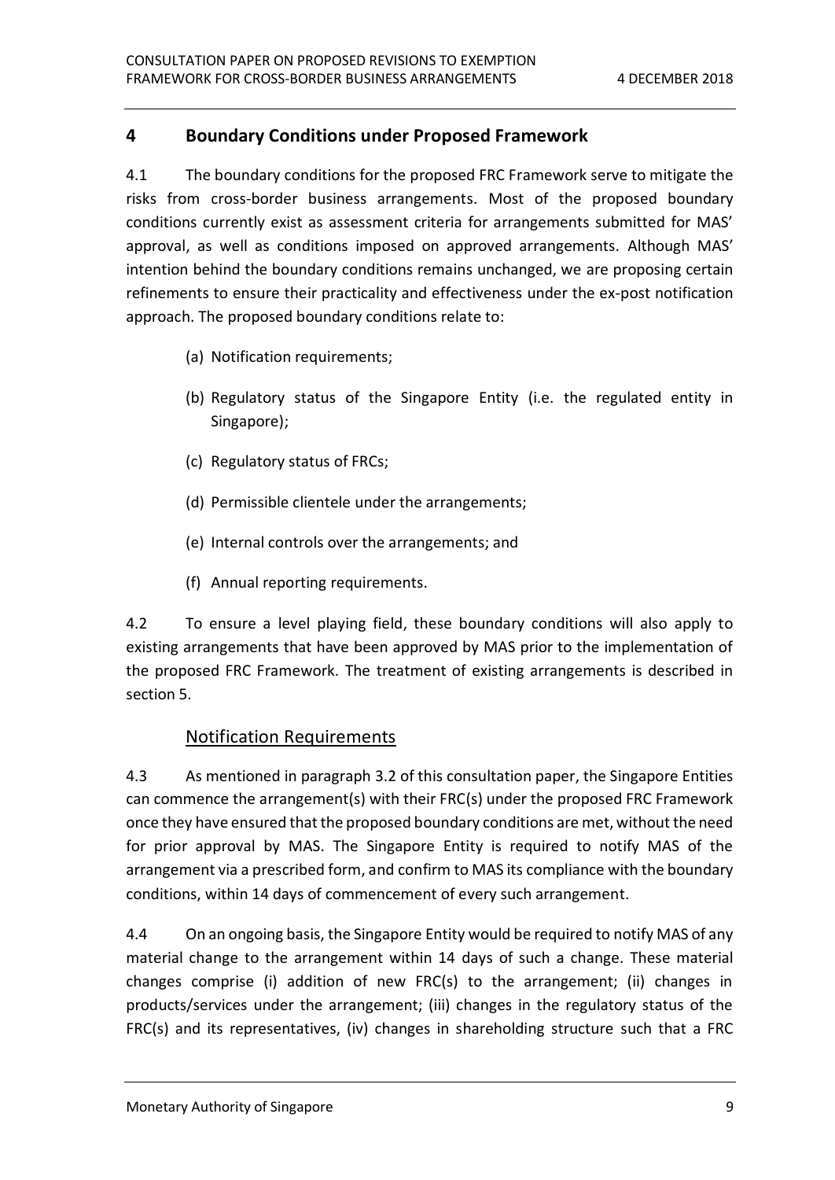## 4 Boundary Conditions under Proposed Framework

4.1 The boundary conditions for the proposed FRC Framework serve to mitigate the risks from cross-border business arrangements. Most of the proposed boundary conditions currently exist as assessment criteria for arrangements submitted for MAS' approval, as well as conditions imposed on approved arrangements. Although MAS' intention behind the boundary conditions remains unchanged, we are proposing certain refinements to ensure their practicality and effectiveness under the ex-post notification approach. The proposed boundary conditions relate to:

(a) Notification requirements;

(b) Regulatory status of the Singapore Entity (i.e. the regulated entity in Singapore);

(c) Regulatory status of FRCs;

(d) Permissible clientele under the arrangements;

(e) Internal controls over the arrangements; and

(f) Annual reporting requirements.

4.2 To ensure a level playing field, these boundary conditions will also apply to existing arrangements that have been approved by MAS prior to the implementation of the proposed FRC Framework. The treatment of existing arrangements is described in section 5.

### Notification Requirements

4.3 As mentioned in paragraph 3.2 of this consultation paper, the Singapore Entities can commence the arrangement(s) with their FRC(s) under the proposed FRC Framework once they have ensured that the proposed boundary conditions are met, without the need for prior approval by MAS. The Singapore Entity is required to notify MAS of the arrangement via a prescribed form, and confirm to MAS its compliance with the boundary conditions, within 14 days of commencement of every such arrangement.

4.4 On an ongoing basis, the Singapore Entity would be required to notify MAS of any material change to the arrangement within 14 days of such a change. These material changes comprise (i) addition of new FRC(s) to the arrangement; (ii) changes in products/services under the arrangement; (iii) changes in the regulatory status of the FRC(s) and its representatives, (iv) changes in shareholding structure such that a FRC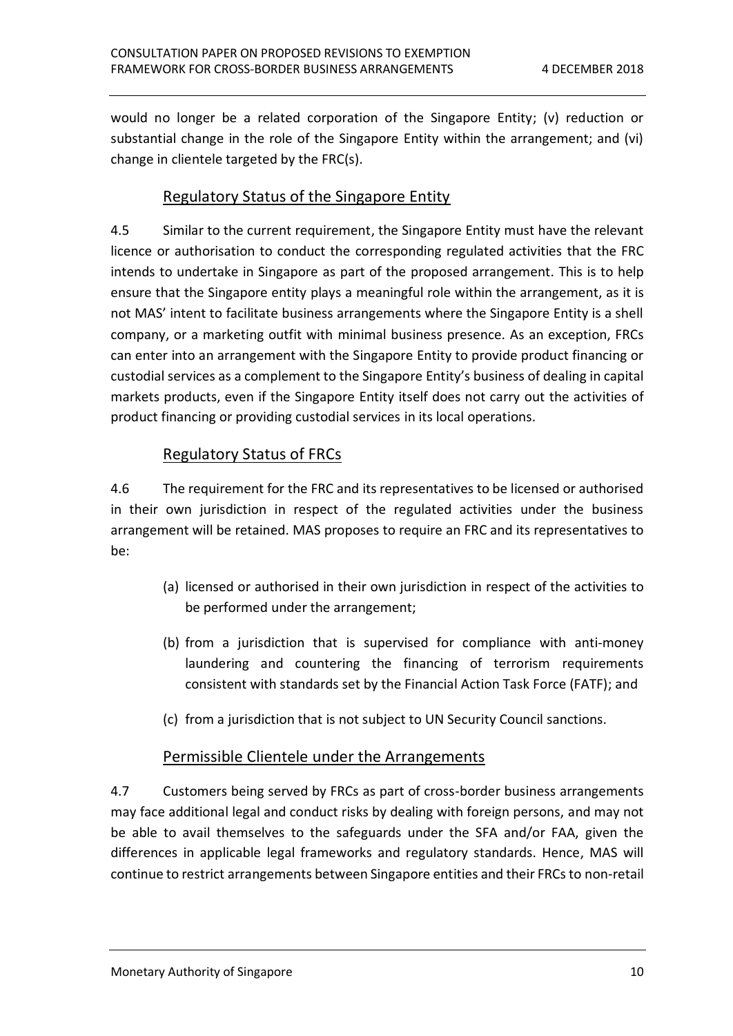would no longer be a related corporation of the Singapore Entity; (v) reduction or substantial change in the role of the Singapore Entity within the arrangement; and (vi) change in clientele targeted by the FRC(s).

## Regulatory Status of the Singapore Entity

4.5 Similar to the current requirement, the Singapore Entity must have the relevant licence or authorisation to conduct the corresponding regulated activities that the FRC intends to undertake in Singapore as part of the proposed arrangement. This is to help ensure that the Singapore entity plays a meaningful role within the arrangement, as it is not MAS' intent to facilitate business arrangements where the Singapore Entity is a shell company, or a marketing outfit with minimal business presence. As an exception, FRCs can enter into an arrangement with the Singapore Entity to provide product financing or custodial services as a complement to the Singapore Entity's business of dealing in capital markets products, even if the Singapore Entity itself does not carry out the activities of product financing or providing custodial services in its local operations.

## Regulatory Status of FRCs

4.6 The requirement for the FRC and its representatives to be licensed or authorised in their own jurisdiction in respect of the regulated activities under the business arrangement will be retained. MAS proposes to require an FRC and its representatives to be:

(a) licensed or authorised in their own jurisdiction in respect of the activities to be performed under the arrangement;

(b) from a jurisdiction that is supervised for compliance with anti-money laundering and countering the financing of terrorism requirements consistent with standards set by the Financial Action Task Force (FATF); and

(c) from a jurisdiction that is not subject to UN Security Council sanctions.

## Permissible Clientele under the Arrangements

4.7 Customers being served by FRCs as part of cross-border business arrangements may face additional legal and conduct risks by dealing with foreign persons, and may not be able to avail themselves to the safeguards under the SFA and/or FAA, given the differences in applicable legal frameworks and regulatory standards. Hence, MAS will continue to restrict arrangements between Singapore entities and their FRCs to non-retail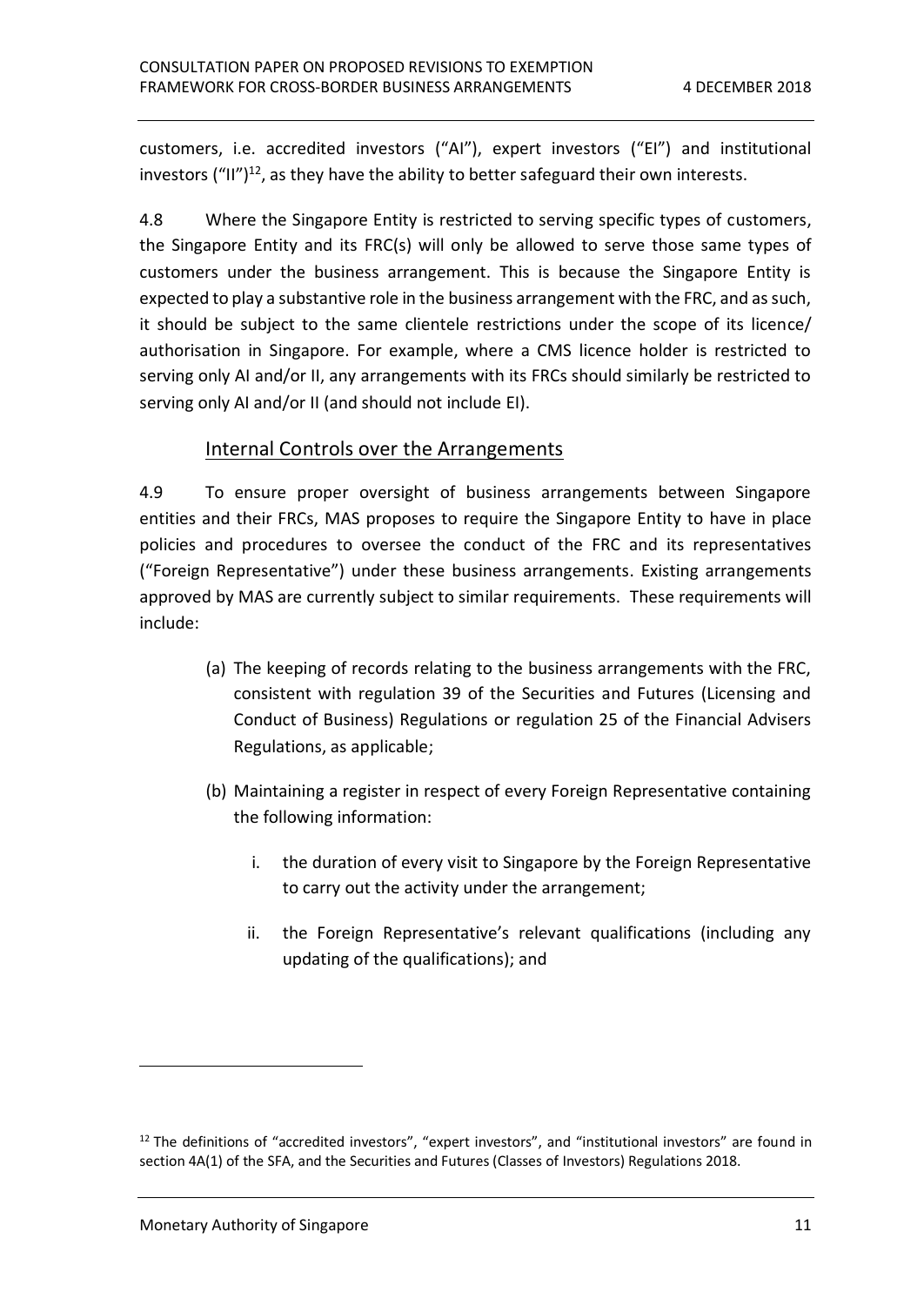customers, i.e. accredited investors ("AI"), expert investors ("EI") and institutional investors ("II")[12], as they have the ability to better safeguard their own interests.

4.8 Where the Singapore Entity is restricted to serving specific types of customers, the Singapore Entity and its FRC(s) will only be allowed to serve those same types of customers under the business arrangement. This is because the Singapore Entity is expected to play a substantive role in the business arrangement with the FRC, and as such, it should be subject to the same clientele restrictions under the scope of its licence/ authorisation in Singapore. For example, where a CMS licence holder is restricted to serving only AI and/or II, any arrangements with its FRCs should similarly be restricted to serving only AI and/or II (and should not include EI).

## Internal Controls over the Arrangements

4.9 To ensure proper oversight of business arrangements between Singapore entities and their FRCs, MAS proposes to require the Singapore Entity to have in place policies and procedures to oversee the conduct of the FRC and its representatives ("Foreign Representative") under these business arrangements. Existing arrangements approved by MAS are currently subject to similar requirements. These requirements will include:

(a) The keeping of records relating to the business arrangements with the FRC, consistent with regulation 39 of the Securities and Futures (Licensing and Conduct of Business) Regulations or regulation 25 of the Financial Advisers Regulations, as applicable;

(b) Maintaining a register in respect of every Foreign Representative containing the following information:

i. the duration of every visit to Singapore by the Foreign Representative to carry out the activity under the arrangement;

ii. the Foreign Representative's relevant qualifications (including any updating of the qualifications); and

---

[12] The definitions of "accredited investors", "expert investors", and "institutional investors" are found in section 4A(1) of the SFA, and the Securities and Futures (Classes of Investors) Regulations 2018.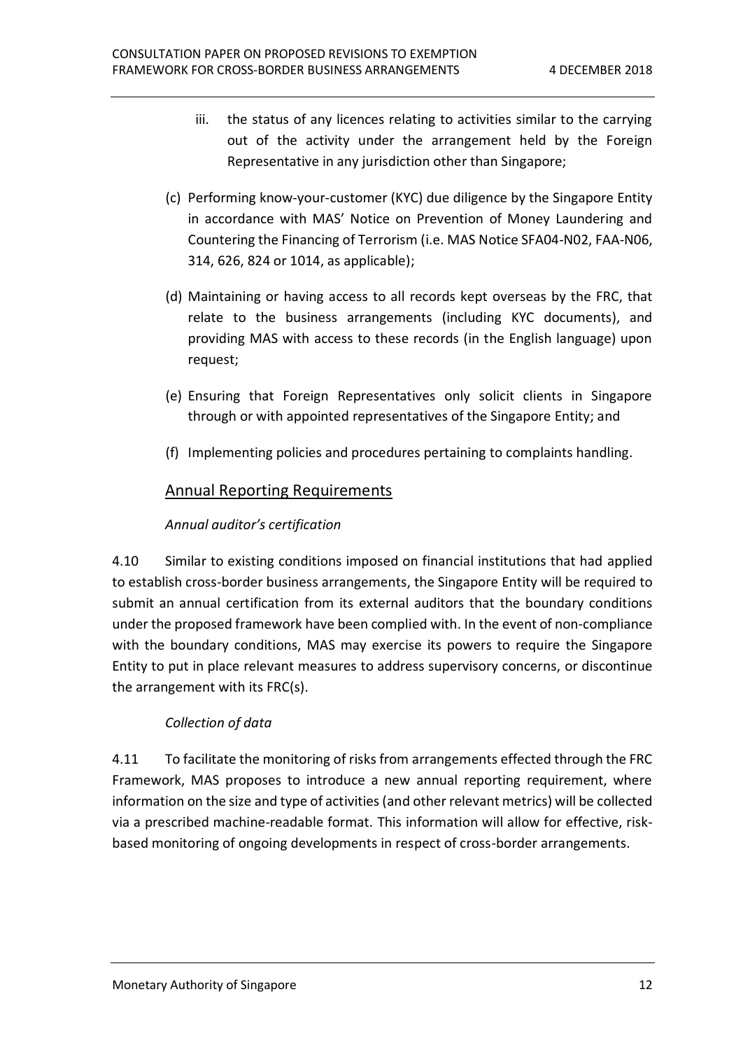iii. the status of any licences relating to activities similar to the carrying out of the activity under the arrangement held by the Foreign Representative in any jurisdiction other than Singapore;

(c) Performing know-your-customer (KYC) due diligence by the Singapore Entity in accordance with MAS' Notice on Prevention of Money Laundering and Countering the Financing of Terrorism (i.e. MAS Notice SFA04-N02, FAA-N06, 314, 626, 824 or 1014, as applicable);

(d) Maintaining or having access to all records kept overseas by the FRC, that relate to the business arrangements (including KYC documents), and providing MAS with access to these records (in the English language) upon request;

(e) Ensuring that Foreign Representatives only solicit clients in Singapore through or with appointed representatives of the Singapore Entity; and

(f) Implementing policies and procedures pertaining to complaints handling.

## Annual Reporting Requirements

*Annual auditor's certification*

4.10 Similar to existing conditions imposed on financial institutions that had applied to establish cross-border business arrangements, the Singapore Entity will be required to submit an annual certification from its external auditors that the boundary conditions under the proposed framework have been complied with. In the event of non-compliance with the boundary conditions, MAS may exercise its powers to require the Singapore Entity to put in place relevant measures to address supervisory concerns, or discontinue the arrangement with its FRC(s).

*Collection of data*

4.11 To facilitate the monitoring of risks from arrangements effected through the FRC Framework, MAS proposes to introduce a new annual reporting requirement, where information on the size and type of activities (and other relevant metrics) will be collected via a prescribed machine-readable format. This information will allow for effective, risk-based monitoring of ongoing developments in respect of cross-border arrangements.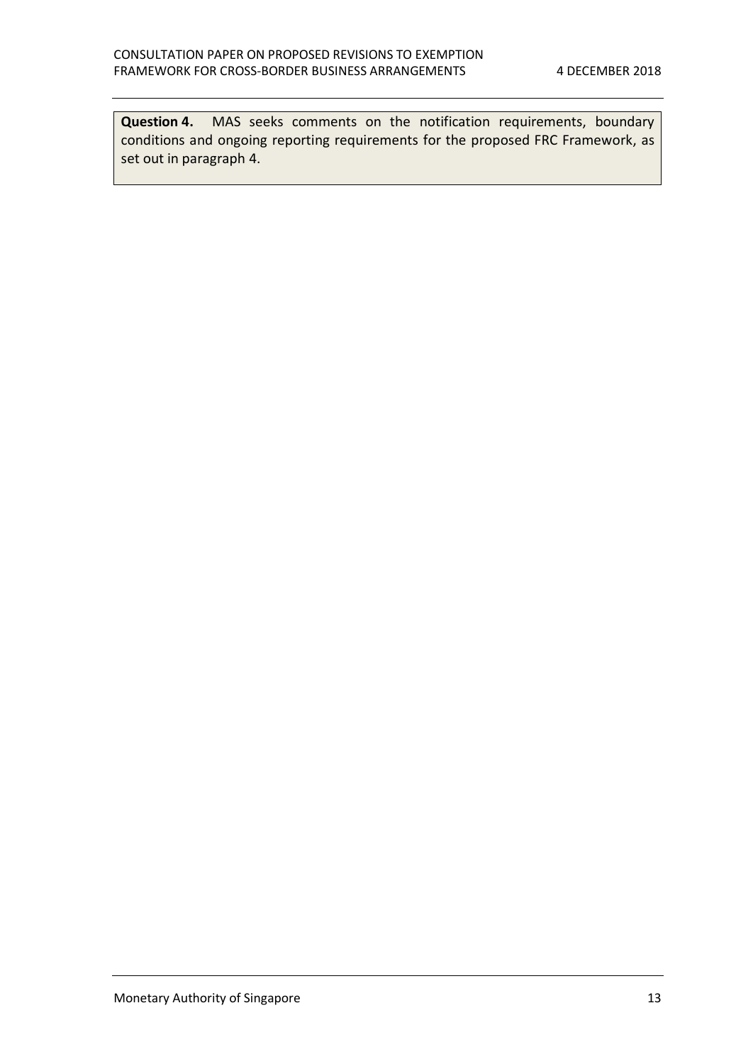**Question 4.** MAS seeks comments on the notification requirements, boundary conditions and ongoing reporting requirements for the proposed FRC Framework, as set out in paragraph 4.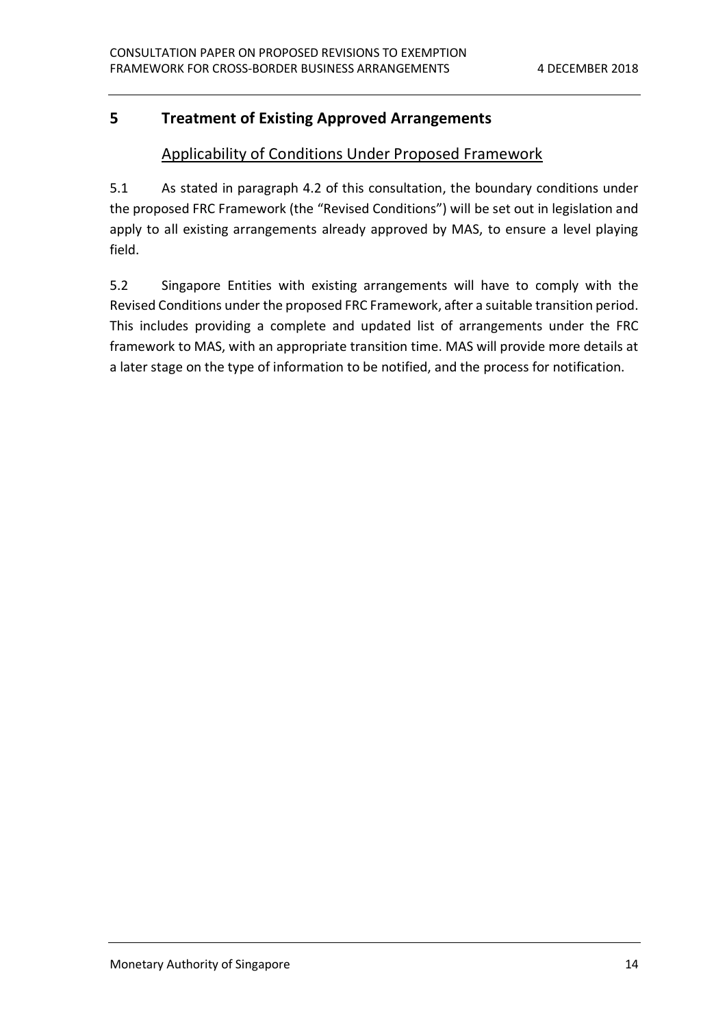## 5 Treatment of Existing Approved Arrangements

### Applicability of Conditions Under Proposed Framework

5.1 As stated in paragraph 4.2 of this consultation, the boundary conditions under the proposed FRC Framework (the "Revised Conditions") will be set out in legislation and apply to all existing arrangements already approved by MAS, to ensure a level playing field.

5.2 Singapore Entities with existing arrangements will have to comply with the Revised Conditions under the proposed FRC Framework, after a suitable transition period. This includes providing a complete and updated list of arrangements under the FRC framework to MAS, with an appropriate transition time. MAS will provide more details at a later stage on the type of information to be notified, and the process for notification.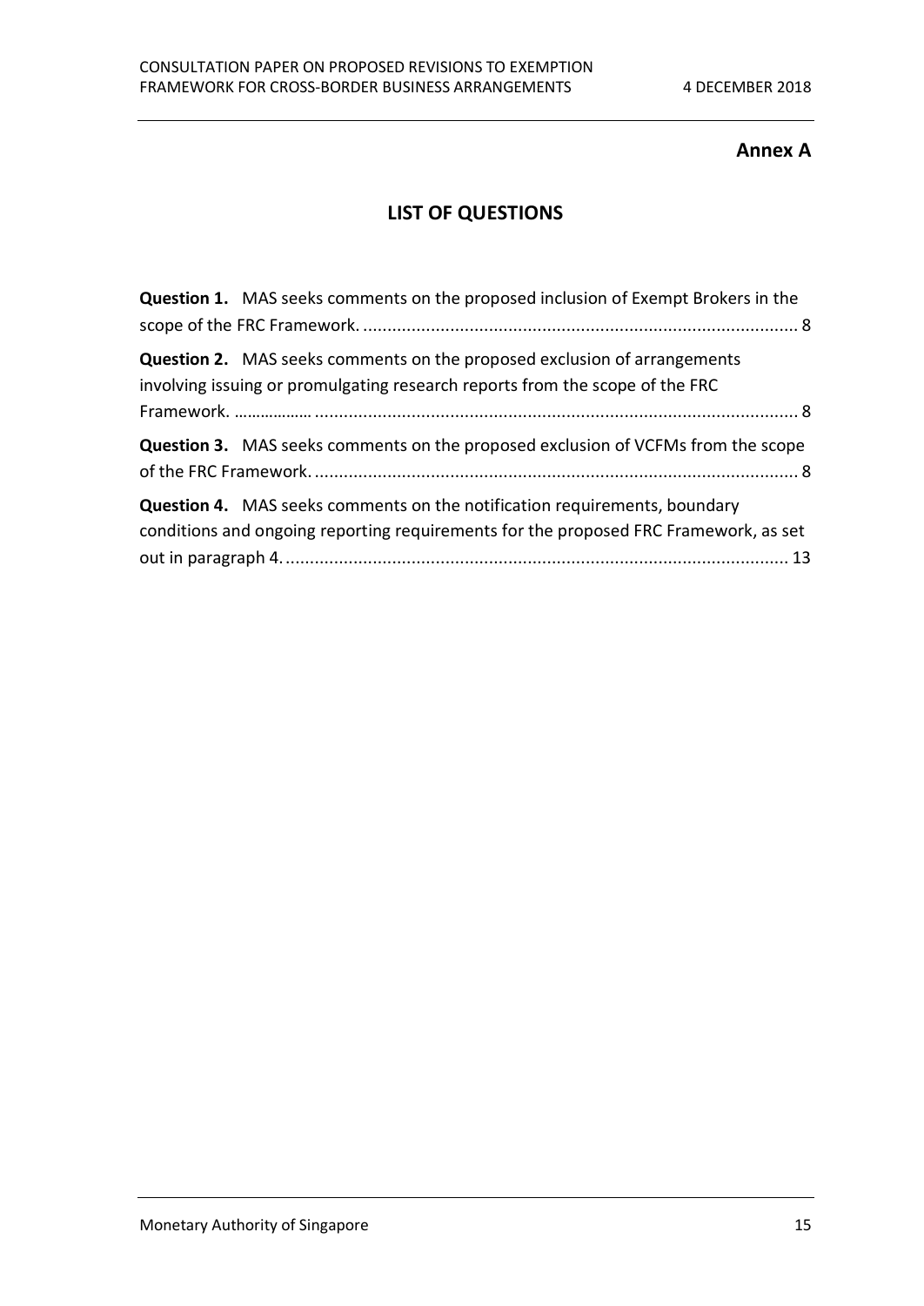**Annex A**

## LIST OF QUESTIONS

**Question 1.** MAS seeks comments on the proposed inclusion of Exempt Brokers in the scope of the FRC Framework. ........................................................................................ 8

**Question 2.** MAS seeks comments on the proposed exclusion of arrangements involving issuing or promulgating research reports from the scope of the FRC Framework. ................................................................................................................... 8

**Question 3.** MAS seeks comments on the proposed exclusion of VCFMs from the scope of the FRC Framework. ................................................................................................... 8

**Question 4.** MAS seeks comments on the notification requirements, boundary conditions and ongoing reporting requirements for the proposed FRC Framework, as set out in paragraph 4. ....................................................................................................... 13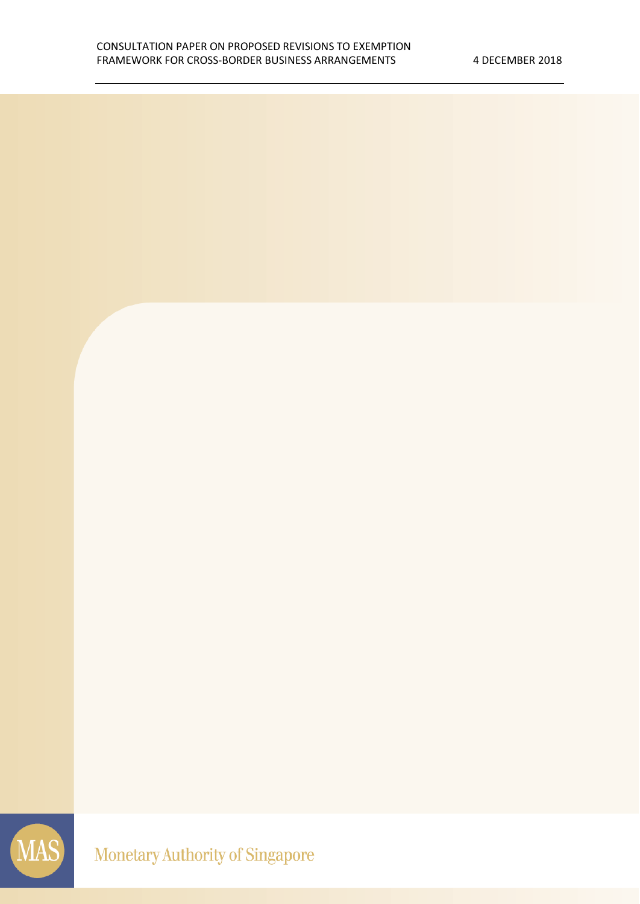CONSULTATION PAPER ON PROPOSED REVISIONS TO EXEMPTION FRAMEWORK FOR CROSS-BORDER BUSINESS ARRANGEMENTS

4 DECEMBER 2018

Monetary Authority of Singapore